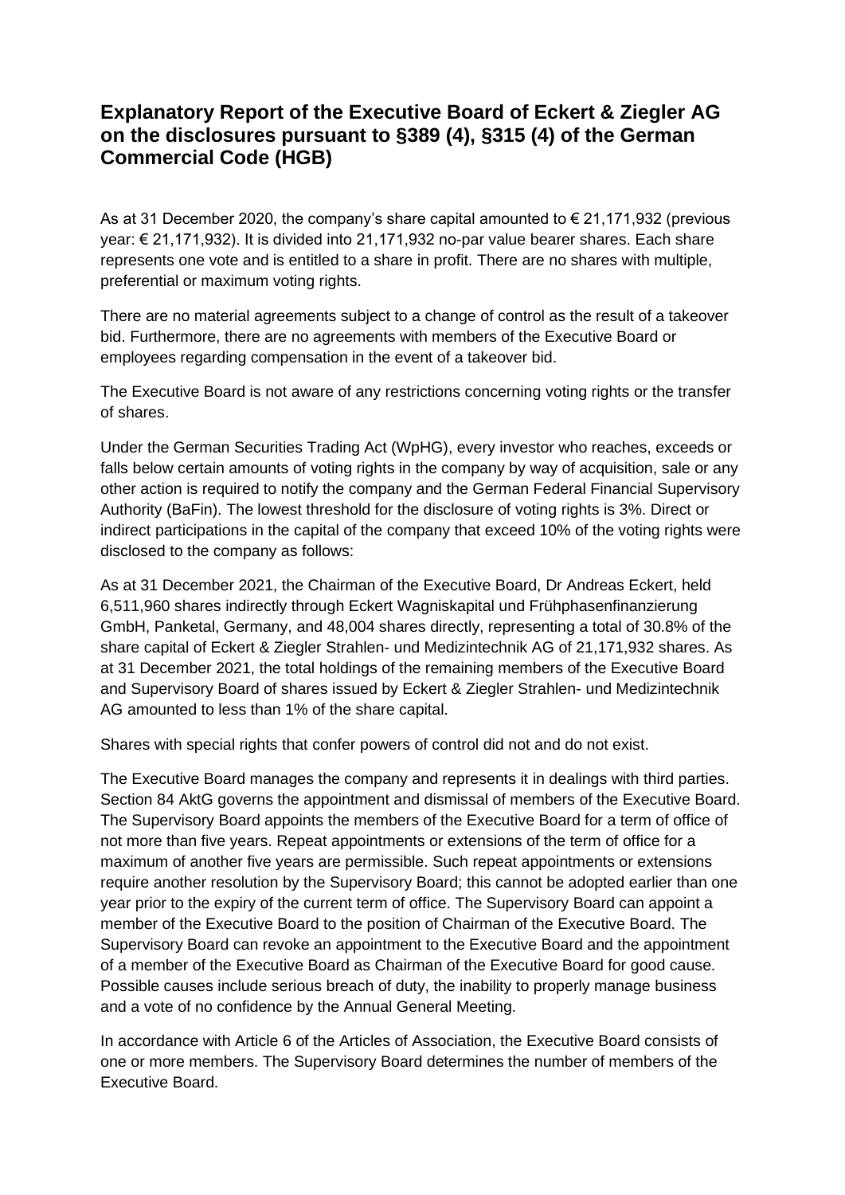# Explanatory Report of the Executive Board of Eckert & Ziegler AG on the disclosures pursuant to §389 (4), §315 (4) of the German Commercial Code (HGB)

As at 31 December 2020, the company's share capital amounted to € 21,171,932 (previous year: € 21,171,932). It is divided into 21,171,932 no-par value bearer shares. Each share represents one vote and is entitled to a share in profit. There are no shares with multiple, preferential or maximum voting rights.

There are no material agreements subject to a change of control as the result of a takeover bid. Furthermore, there are no agreements with members of the Executive Board or employees regarding compensation in the event of a takeover bid.

The Executive Board is not aware of any restrictions concerning voting rights or the transfer of shares.

Under the German Securities Trading Act (WpHG), every investor who reaches, exceeds or falls below certain amounts of voting rights in the company by way of acquisition, sale or any other action is required to notify the company and the German Federal Financial Supervisory Authority (BaFin). The lowest threshold for the disclosure of voting rights is 3%. Direct or indirect participations in the capital of the company that exceed 10% of the voting rights were disclosed to the company as follows:

As at 31 December 2021, the Chairman of the Executive Board, Dr Andreas Eckert, held 6,511,960 shares indirectly through Eckert Wagniskapital und Frühphasenfinanzierung GmbH, Panketal, Germany, and 48,004 shares directly, representing a total of 30.8% of the share capital of Eckert & Ziegler Strahlen- und Medizintechnik AG of 21,171,932 shares. As at 31 December 2021, the total holdings of the remaining members of the Executive Board and Supervisory Board of shares issued by Eckert & Ziegler Strahlen- und Medizintechnik AG amounted to less than 1% of the share capital.

Shares with special rights that confer powers of control did not and do not exist.

The Executive Board manages the company and represents it in dealings with third parties. Section 84 AktG governs the appointment and dismissal of members of the Executive Board. The Supervisory Board appoints the members of the Executive Board for a term of office of not more than five years. Repeat appointments or extensions of the term of office for a maximum of another five years are permissible. Such repeat appointments or extensions require another resolution by the Supervisory Board; this cannot be adopted earlier than one year prior to the expiry of the current term of office. The Supervisory Board can appoint a member of the Executive Board to the position of Chairman of the Executive Board. The Supervisory Board can revoke an appointment to the Executive Board and the appointment of a member of the Executive Board as Chairman of the Executive Board for good cause. Possible causes include serious breach of duty, the inability to properly manage business and a vote of no confidence by the Annual General Meeting.

In accordance with Article 6 of the Articles of Association, the Executive Board consists of one or more members. The Supervisory Board determines the number of members of the Executive Board.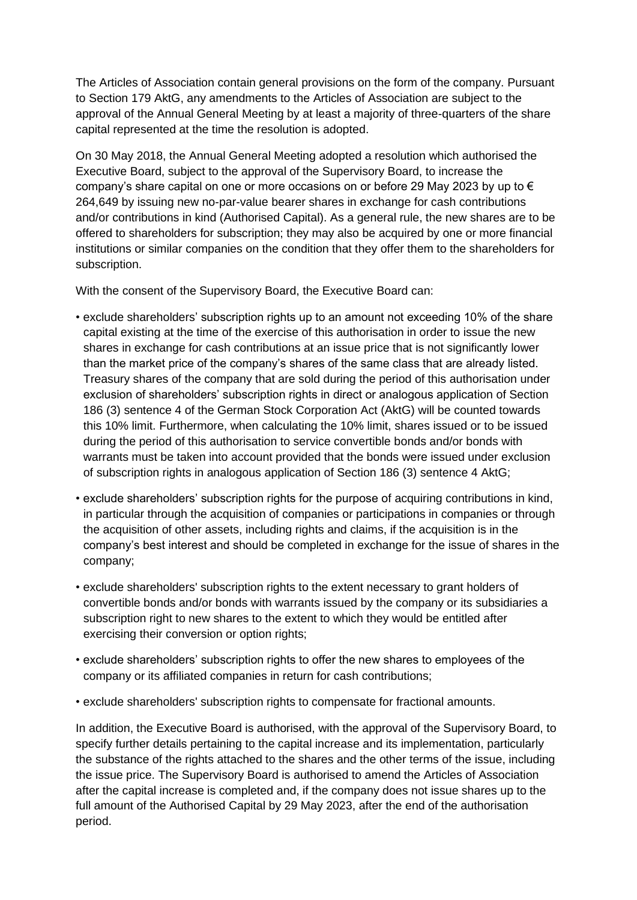The Articles of Association contain general provisions on the form of the company. Pursuant to Section 179 AktG, any amendments to the Articles of Association are subject to the approval of the Annual General Meeting by at least a majority of three-quarters of the share capital represented at the time the resolution is adopted.

On 30 May 2018, the Annual General Meeting adopted a resolution which authorised the Executive Board, subject to the approval of the Supervisory Board, to increase the company's share capital on one or more occasions on or before 29 May 2023 by up to € 264,649 by issuing new no-par-value bearer shares in exchange for cash contributions and/or contributions in kind (Authorised Capital). As a general rule, the new shares are to be offered to shareholders for subscription; they may also be acquired by one or more financial institutions or similar companies on the condition that they offer them to the shareholders for subscription.

With the consent of the Supervisory Board, the Executive Board can:

- exclude shareholders' subscription rights up to an amount not exceeding 10% of the share capital existing at the time of the exercise of this authorisation in order to issue the new shares in exchange for cash contributions at an issue price that is not significantly lower than the market price of the company's shares of the same class that are already listed. Treasury shares of the company that are sold during the period of this authorisation under exclusion of shareholders' subscription rights in direct or analogous application of Section 186 (3) sentence 4 of the German Stock Corporation Act (AktG) will be counted towards this 10% limit. Furthermore, when calculating the 10% limit, shares issued or to be issued during the period of this authorisation to service convertible bonds and/or bonds with warrants must be taken into account provided that the bonds were issued under exclusion of subscription rights in analogous application of Section 186 (3) sentence 4 AktG;
- exclude shareholders' subscription rights for the purpose of acquiring contributions in kind, in particular through the acquisition of companies or participations in companies or through the acquisition of other assets, including rights and claims, if the acquisition is in the company's best interest and should be completed in exchange for the issue of shares in the company;
- exclude shareholders' subscription rights to the extent necessary to grant holders of convertible bonds and/or bonds with warrants issued by the company or its subsidiaries a subscription right to new shares to the extent to which they would be entitled after exercising their conversion or option rights;
- exclude shareholders' subscription rights to offer the new shares to employees of the company or its affiliated companies in return for cash contributions;
- exclude shareholders' subscription rights to compensate for fractional amounts.

In addition, the Executive Board is authorised, with the approval of the Supervisory Board, to specify further details pertaining to the capital increase and its implementation, particularly the substance of the rights attached to the shares and the other terms of the issue, including the issue price. The Supervisory Board is authorised to amend the Articles of Association after the capital increase is completed and, if the company does not issue shares up to the full amount of the Authorised Capital by 29 May 2023, after the end of the authorisation period.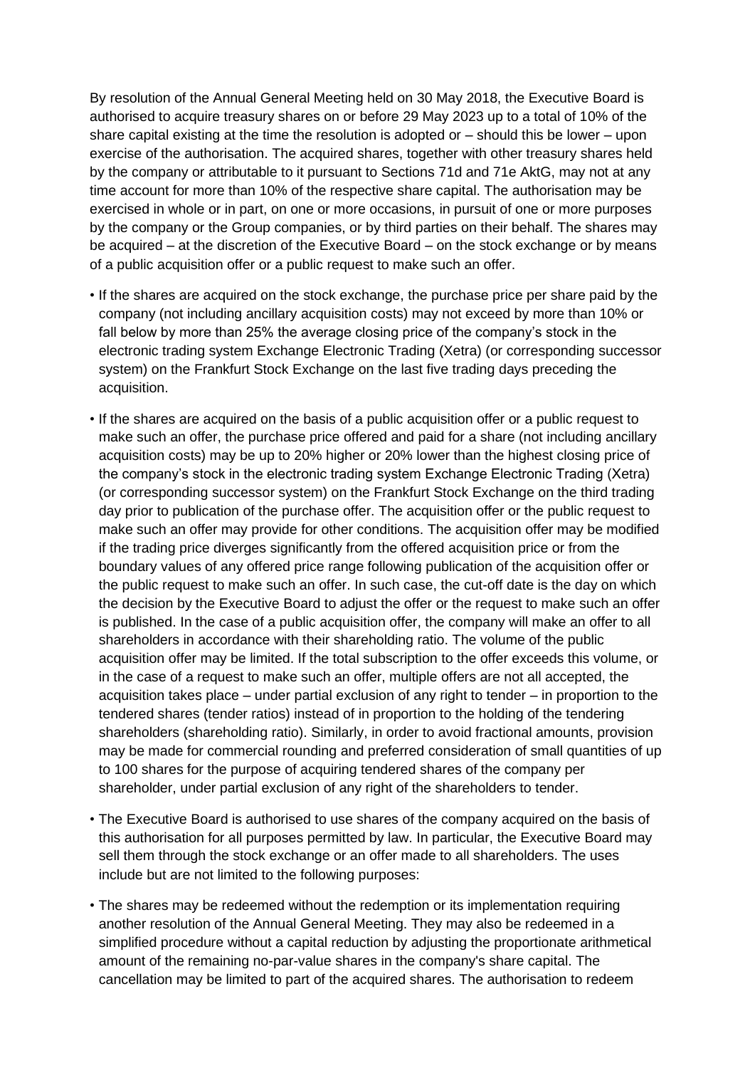By resolution of the Annual General Meeting held on 30 May 2018, the Executive Board is authorised to acquire treasury shares on or before 29 May 2023 up to a total of 10% of the share capital existing at the time the resolution is adopted or – should this be lower – upon exercise of the authorisation. The acquired shares, together with other treasury shares held by the company or attributable to it pursuant to Sections 71d and 71e AktG, may not at any time account for more than 10% of the respective share capital. The authorisation may be exercised in whole or in part, on one or more occasions, in pursuit of one or more purposes by the company or the Group companies, or by third parties on their behalf. The shares may be acquired – at the discretion of the Executive Board – on the stock exchange or by means of a public acquisition offer or a public request to make such an offer.

- If the shares are acquired on the stock exchange, the purchase price per share paid by the company (not including ancillary acquisition costs) may not exceed by more than 10% or fall below by more than 25% the average closing price of the company's stock in the electronic trading system Exchange Electronic Trading (Xetra) (or corresponding successor system) on the Frankfurt Stock Exchange on the last five trading days preceding the acquisition.
- If the shares are acquired on the basis of a public acquisition offer or a public request to make such an offer, the purchase price offered and paid for a share (not including ancillary acquisition costs) may be up to 20% higher or 20% lower than the highest closing price of the company's stock in the electronic trading system Exchange Electronic Trading (Xetra) (or corresponding successor system) on the Frankfurt Stock Exchange on the third trading day prior to publication of the purchase offer. The acquisition offer or the public request to make such an offer may provide for other conditions. The acquisition offer may be modified if the trading price diverges significantly from the offered acquisition price or from the boundary values of any offered price range following publication of the acquisition offer or the public request to make such an offer. In such case, the cut-off date is the day on which the decision by the Executive Board to adjust the offer or the request to make such an offer is published. In the case of a public acquisition offer, the company will make an offer to all shareholders in accordance with their shareholding ratio. The volume of the public acquisition offer may be limited. If the total subscription to the offer exceeds this volume, or in the case of a request to make such an offer, multiple offers are not all accepted, the acquisition takes place – under partial exclusion of any right to tender – in proportion to the tendered shares (tender ratios) instead of in proportion to the holding of the tendering shareholders (shareholding ratio). Similarly, in order to avoid fractional amounts, provision may be made for commercial rounding and preferred consideration of small quantities of up to 100 shares for the purpose of acquiring tendered shares of the company per shareholder, under partial exclusion of any right of the shareholders to tender.
- The Executive Board is authorised to use shares of the company acquired on the basis of this authorisation for all purposes permitted by law. In particular, the Executive Board may sell them through the stock exchange or an offer made to all shareholders. The uses include but are not limited to the following purposes:
- The shares may be redeemed without the redemption or its implementation requiring another resolution of the Annual General Meeting. They may also be redeemed in a simplified procedure without a capital reduction by adjusting the proportionate arithmetical amount of the remaining no-par-value shares in the company's share capital. The cancellation may be limited to part of the acquired shares. The authorisation to redeem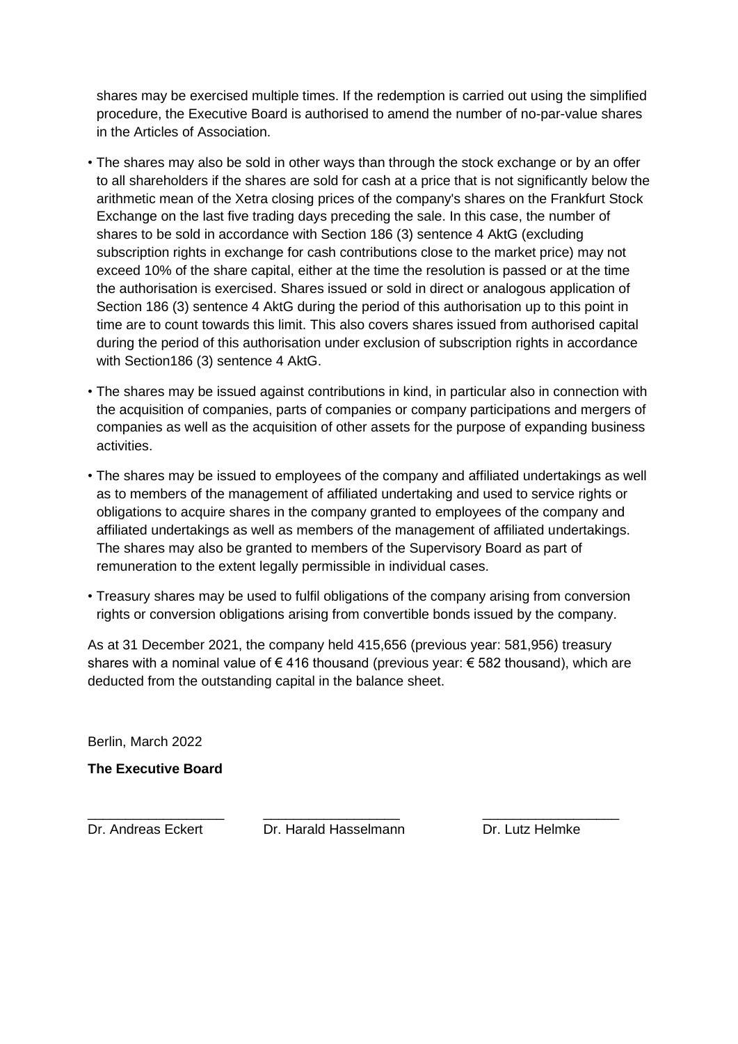shares may be exercised multiple times. If the redemption is carried out using the simplified procedure, the Executive Board is authorised to amend the number of no-par-value shares in the Articles of Association.

- The shares may also be sold in other ways than through the stock exchange or by an offer to all shareholders if the shares are sold for cash at a price that is not significantly below the arithmetic mean of the Xetra closing prices of the company's shares on the Frankfurt Stock Exchange on the last five trading days preceding the sale. In this case, the number of shares to be sold in accordance with Section 186 (3) sentence 4 AktG (excluding subscription rights in exchange for cash contributions close to the market price) may not exceed 10% of the share capital, either at the time the resolution is passed or at the time the authorisation is exercised. Shares issued or sold in direct or analogous application of Section 186 (3) sentence 4 AktG during the period of this authorisation up to this point in time are to count towards this limit. This also covers shares issued from authorised capital during the period of this authorisation under exclusion of subscription rights in accordance with Section186 (3) sentence 4 AktG.
- The shares may be issued against contributions in kind, in particular also in connection with the acquisition of companies, parts of companies or company participations and mergers of companies as well as the acquisition of other assets for the purpose of expanding business activities.
- The shares may be issued to employees of the company and affiliated undertakings as well as to members of the management of affiliated undertaking and used to service rights or obligations to acquire shares in the company granted to employees of the company and affiliated undertakings as well as members of the management of affiliated undertakings. The shares may also be granted to members of the Supervisory Board as part of remuneration to the extent legally permissible in individual cases.
- Treasury shares may be used to fulfil obligations of the company arising from conversion rights or conversion obligations arising from convertible bonds issued by the company.

As at 31 December 2021, the company held 415,656 (previous year: 581,956) treasury shares with a nominal value of € 416 thousand (previous year: € 582 thousand), which are deducted from the outstanding capital in the balance sheet.

Berlin, March 2022

**The Executive Board**

| | | |
|---|---|---|
| ___________________ | ___________________ | ___________________ |
| Dr. Andreas Eckert | Dr. Harald Hasselmann | Dr. Lutz Helmke |